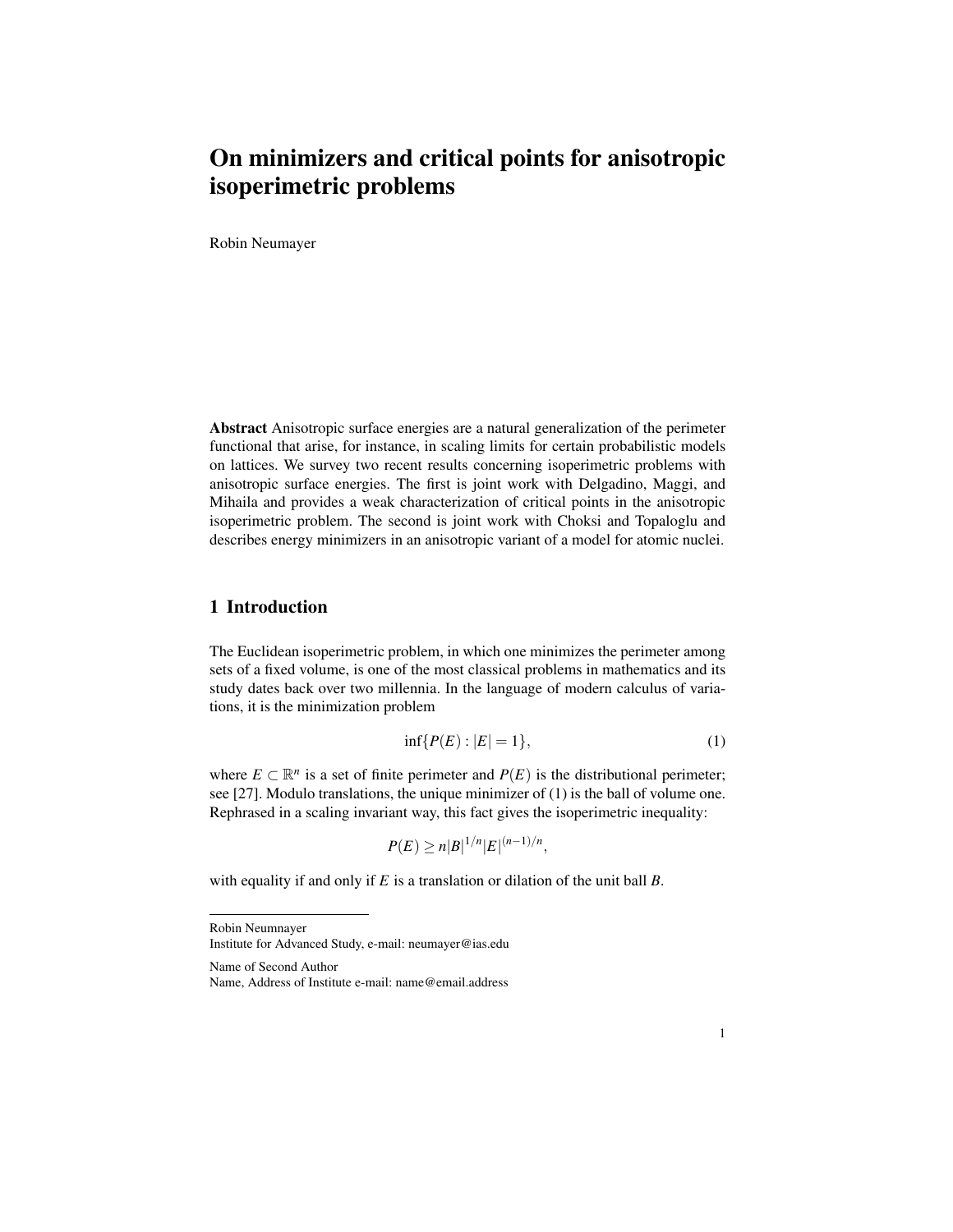# On minimizers and critical points for anisotropic isoperimetric problems

Robin Neumayer

**Abstract** Anisotropic surface energies are a natural generalization of the perimeter functional that arise, for instance, in scaling limits for certain probabilistic models on lattices. We survey two recent results concerning isoperimetric problems with anisotropic surface energies. The first is joint work with Delgadino, Maggi, and Mihaila and provides a weak characterization of critical points in the anisotropic isoperimetric problem. The second is joint work with Choksi and Topaloglu and describes energy minimizers in an anisotropic variant of a model for atomic nuclei.

## 1 Introduction

The Euclidean isoperimetric problem, in which one minimizes the perimeter among sets of a fixed volume, is one of the most classical problems in mathematics and its study dates back over two millennia. In the language of modern calculus of variations, it is the minimization problem

$$\inf\{P(E) : |E| = 1\}, \tag{1}$$

where $E \subset \mathbb{R}^n$ is a set of finite perimeter and $P(E)$ is the distributional perimeter; see [27]. Modulo translations, the unique minimizer of (1) is the ball of volume one. Rephrased in a scaling invariant way, this fact gives the isoperimetric inequality:

$$P(E) \geq n|B|^{1/n}|E|^{(n-1)/n},$$

with equality if and only if $E$ is a translation or dilation of the unit ball $B$.

---

Robin Neumnayer
Institute for Advanced Study, e-mail: neumayer@ias.edu

Name of Second Author
Name, Address of Institute e-mail: name@email.address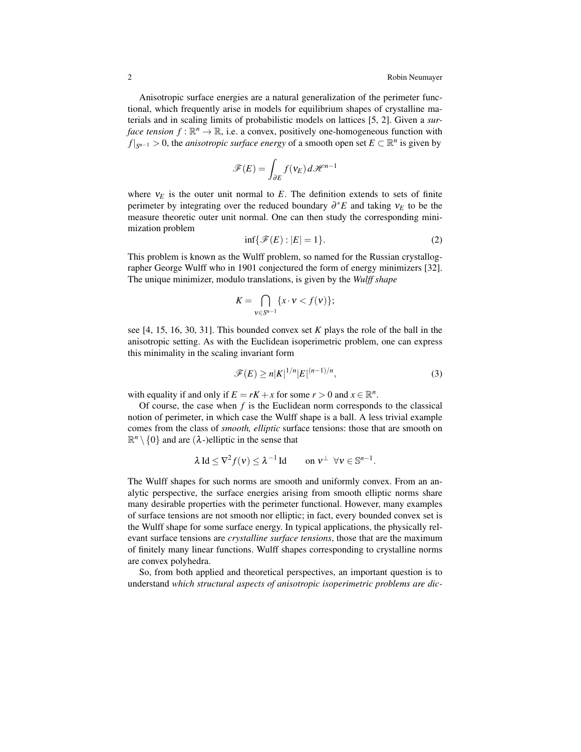Anisotropic surface energies are a natural generalization of the perimeter functional, which frequently arise in models for equilibrium shapes of crystalline materials and in scaling limits of probabilistic models on lattices [5, 2]. Given a *surface tension* $f : \mathbb{R}^n \to \mathbb{R}$, i.e. a convex, positively one-homogeneous function with $f|_{S^{n-1}} > 0$, the *anisotropic surface energy* of a smooth open set $E \subset \mathbb{R}^n$ is given by

$$\mathscr{F}(E) = \int_{\partial E} f(\nu_E)\, d\mathscr{H}^{n-1}$$

where $\nu_E$ is the outer unit normal to $E$. The definition extends to sets of finite perimeter by integrating over the reduced boundary $\partial^* E$ and taking $\nu_E$ to be the measure theoretic outer unit normal. One can then study the corresponding minimization problem

$$\inf\{\mathscr{F}(E) : |E| = 1\}. \tag{2}$$

This problem is known as the Wulff problem, so named for the Russian crystallographer George Wulff who in 1901 conjectured the form of energy minimizers [32]. The unique minimizer, modulo translations, is given by the *Wulff shape*

$$K = \bigcap_{\nu \in S^{n-1}} \{x \cdot \nu < f(\nu)\};$$

see [4, 15, 16, 30, 31]. This bounded convex set $K$ plays the role of the ball in the anisotropic setting. As with the Euclidean isoperimetric problem, one can express this minimality in the scaling invariant form

$$\mathscr{F}(E) \geq n|K|^{1/n}|E|^{(n-1)/n}, \tag{3}$$

with equality if and only if $E = rK + x$ for some $r > 0$ and $x \in \mathbb{R}^n$.

Of course, the case when $f$ is the Euclidean norm corresponds to the classical notion of perimeter, in which case the Wulff shape is a ball. A less trivial example comes from the class of *smooth, elliptic* surface tensions: those that are smooth on $\mathbb{R}^n \setminus \{0\}$ and are ($\lambda$-)elliptic in the sense that

$$\lambda \,\mathrm{Id} \leq \nabla^2 f(\nu) \leq \lambda^{-1}\, \mathrm{Id} \qquad \text{on } \nu^\perp \;\; \forall \nu \in \mathbb{S}^{n-1}.$$

The Wulff shapes for such norms are smooth and uniformly convex. From an analytic perspective, the surface energies arising from smooth elliptic norms share many desirable properties with the perimeter functional. However, many examples of surface tensions are not smooth nor elliptic; in fact, every bounded convex set is the Wulff shape for some surface energy. In typical applications, the physically relevant surface tensions are *crystalline surface tensions*, those that are the maximum of finitely many linear functions. Wulff shapes corresponding to crystalline norms are convex polyhedra.

So, from both applied and theoretical perspectives, an important question is to understand *which structural aspects of anisotropic isoperimetric problems are dic-*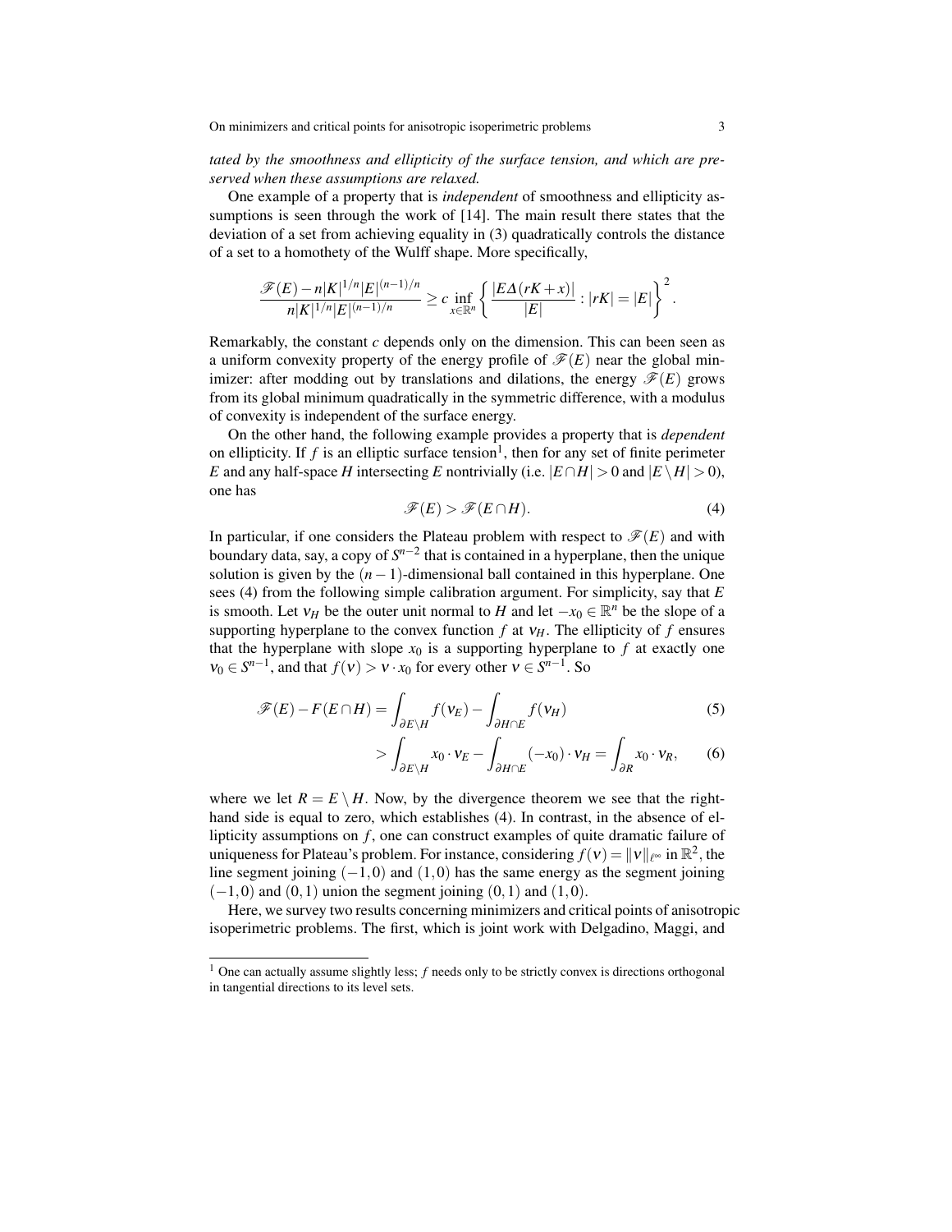*tated by the smoothness and ellipticity of the surface tension, and which are preserved when these assumptions are relaxed.*

One example of a property that is *independent* of smoothness and ellipticity assumptions is seen through the work of [14]. The main result there states that the deviation of a set from achieving equality in (3) quadratically controls the distance of a set to a homothety of the Wulff shape. More specifically,

$$\frac{\mathscr{F}(E) - n|K|^{1/n}|E|^{(n-1)/n}}{n|K|^{1/n}|E|^{(n-1)/n}} \geq c \inf_{x\in\mathbb{R}^n} \left\{ \frac{|E\Delta(rK+x)|}{|E|} : |rK| = |E| \right\}^2.$$

Remarkably, the constant $c$ depends only on the dimension. This can been seen as a uniform convexity property of the energy profile of $\mathscr{F}(E)$ near the global minimizer: after modding out by translations and dilations, the energy $\mathscr{F}(E)$ grows from its global minimum quadratically in the symmetric difference, with a modulus of convexity is independent of the surface energy.

On the other hand, the following example provides a property that is *dependent* on ellipticity. If $f$ is an elliptic surface tension[1], then for any set of finite perimeter $E$ and any half-space $H$ intersecting $E$ nontrivially (i.e. $|E\cap H| > 0$ and $|E\setminus H| > 0$), one has

$$\mathscr{F}(E) > \mathscr{F}(E\cap H). \tag{4}$$

In particular, if one considers the Plateau problem with respect to $\mathscr{F}(E)$ and with boundary data, say, a copy of $S^{n-2}$ that is contained in a hyperplane, then the unique solution is given by the $(n-1)$-dimensional ball contained in this hyperplane. One sees (4) from the following simple calibration argument. For simplicity, say that $E$ is smooth. Let $\nu_H$ be the outer unit normal to $H$ and let $-x_0 \in \mathbb{R}^n$ be the slope of a supporting hyperplane to the convex function $f$ at $\nu_H$. The ellipticity of $f$ ensures that the hyperplane with slope $x_0$ is a supporting hyperplane to $f$ at exactly one $\nu_0 \in S^{n-1}$, and that $f(\nu) > \nu\cdot x_0$ for every other $\nu \in S^{n-1}$. So

$$\mathscr{F}(E) - F(E\cap H) = \int_{\partial E\setminus H} f(\nu_E) - \int_{\partial H\cap E} f(\nu_H) \tag{5}$$

$$> \int_{\partial E\setminus H} x_0\cdot\nu_E - \int_{\partial H\cap E}(-x_0)\cdot\nu_H = \int_{\partial R} x_0\cdot\nu_R, \tag{6}$$

where we let $R = E\setminus H$. Now, by the divergence theorem we see that the right-hand side is equal to zero, which establishes (4). In contrast, in the absence of ellipticity assumptions on $f$, one can construct examples of quite dramatic failure of uniqueness for Plateau's problem. For instance, considering $f(\nu) = \|\nu\|_{\ell^\infty}$ in $\mathbb{R}^2$, the line segment joining $(-1,0)$ and $(1,0)$ has the same energy as the segment joining $(-1,0)$ and $(0,1)$ union the segment joining $(0,1)$ and $(1,0)$.

Here, we survey two results concerning minimizers and critical points of anisotropic isoperimetric problems. The first, which is joint work with Delgadino, Maggi, and

---

[1] One can actually assume slightly less; $f$ needs only to be strictly convex is directions orthogonal in tangential directions to its level sets.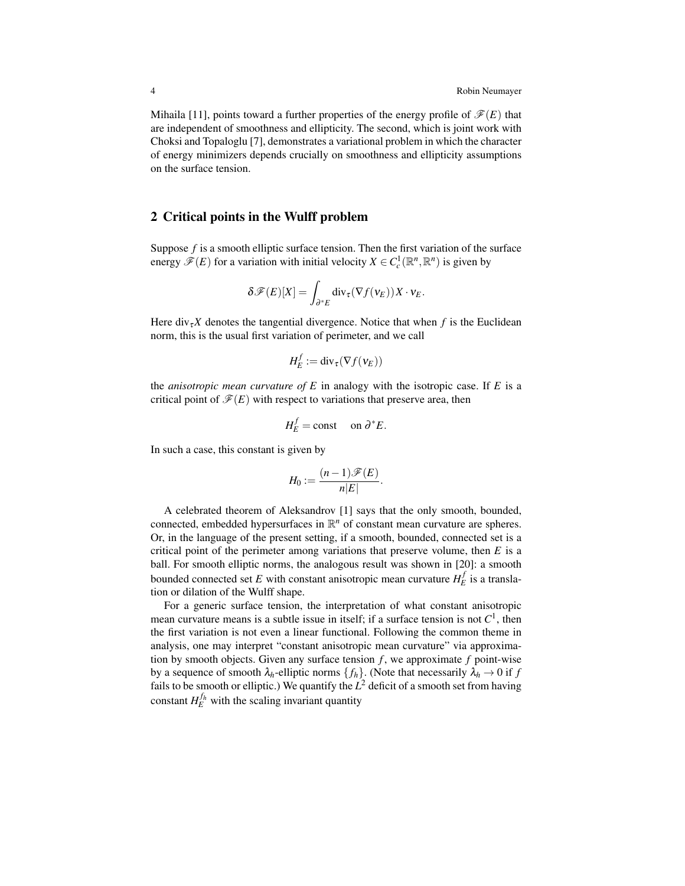Mihaila [11], points toward a further properties of the energy profile of $\mathscr{F}(E)$ that are independent of smoothness and ellipticity. The second, which is joint work with Choksi and Topaloglu [7], demonstrates a variational problem in which the character of energy minimizers depends crucially on smoothness and ellipticity assumptions on the surface tension.

## 2 Critical points in the Wulff problem

Suppose $f$ is a smooth elliptic surface tension. Then the first variation of the surface energy $\mathscr{F}(E)$ for a variation with initial velocity $X \in C^1_c(\mathbb{R}^n, \mathbb{R}^n)$ is given by

$$\delta \mathscr{F}(E)[X] = \int_{\partial^* E} \mathrm{div}_\tau (\nabla f(\nu_E)) X \cdot \nu_E.$$

Here $\mathrm{div}_\tau X$ denotes the tangential divergence. Notice that when $f$ is the Euclidean norm, this is the usual first variation of perimeter, and we call

$$H^f_E := \mathrm{div}_\tau (\nabla f(\nu_E))$$

the *anisotropic mean curvature of $E$* in analogy with the isotropic case. If $E$ is a critical point of $\mathscr{F}(E)$ with respect to variations that preserve area, then

$$H^f_E = \text{const} \quad \text{ on } \partial^* E.$$

In such a case, this constant is given by

$$H_0 := \frac{(n-1)\mathscr{F}(E)}{n|E|}.$$

A celebrated theorem of Aleksandrov [1] says that the only smooth, bounded, connected, embedded hypersurfaces in $\mathbb{R}^n$ of constant mean curvature are spheres. Or, in the language of the present setting, if a smooth, bounded, connected set is a critical point of the perimeter among variations that preserve volume, then $E$ is a ball. For smooth elliptic norms, the analogous result was shown in [20]: a smooth bounded connected set $E$ with constant anisotropic mean curvature $H^f_E$ is a translation or dilation of the Wulff shape.

For a generic surface tension, the interpretation of what constant anisotropic mean curvature means is a subtle issue in itself; if a surface tension is not $C^1$, then the first variation is not even a linear functional. Following the common theme in analysis, one may interpret "constant anisotropic mean curvature" via approximation by smooth objects. Given any surface tension $f$, we approximate $f$ point-wise by a sequence of smooth $\lambda_h$-elliptic norms $\{f_h\}$. (Note that necessarily $\lambda_h \to 0$ if $f$ fails to be smooth or elliptic.) We quantify the $L^2$ deficit of a smooth set from having constant $H^{f_h}_E$ with the scaling invariant quantity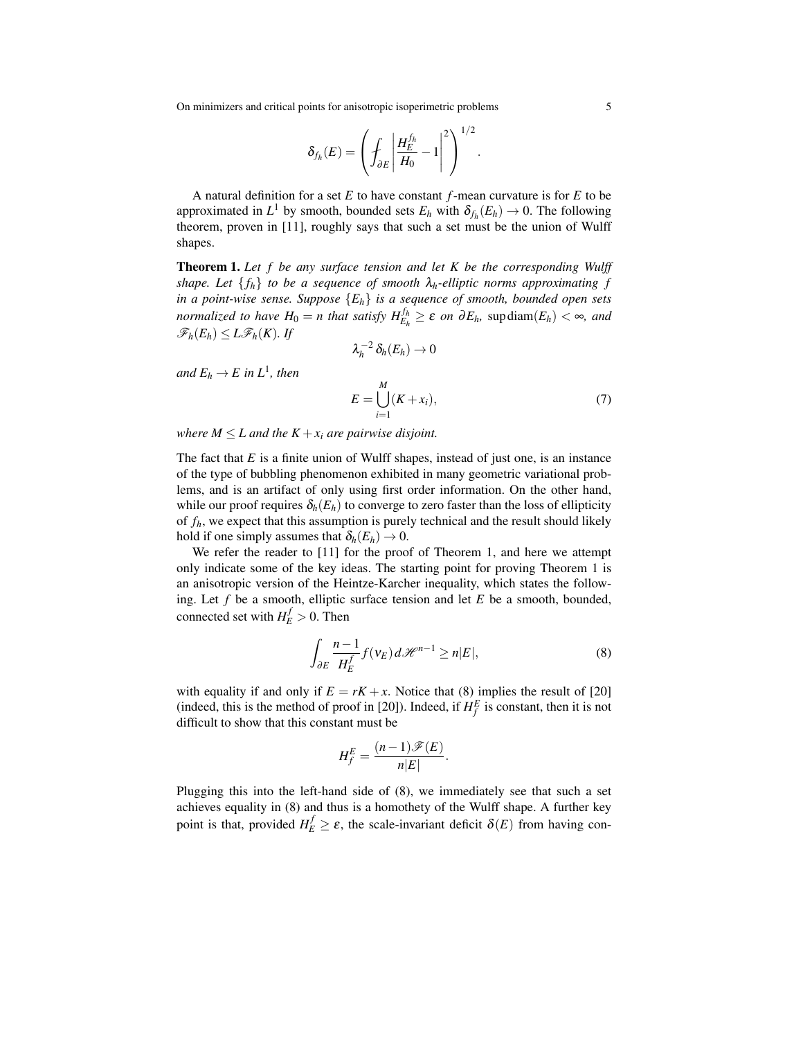$$\delta_{f_h}(E) = \left( \fint_{\partial E} \left| \frac{H_E^{f_h}}{H_0} - 1 \right|^2 \right)^{1/2}.$$

A natural definition for a set $E$ to have constant $f$-mean curvature is for $E$ to be approximated in $L^1$ by smooth, bounded sets $E_h$ with $\delta_{f_h}(E_h) \to 0$. The following theorem, proven in [11], roughly says that such a set must be the union of Wulff shapes.

**Theorem 1.** *Let $f$ be any surface tension and let $K$ be the corresponding Wulff shape. Let $\{f_h\}$ to be a sequence of smooth $\lambda_h$-elliptic norms approximating $f$ in a point-wise sense. Suppose $\{E_h\}$ is a sequence of smooth, bounded open sets normalized to have $H_0 = n$ that satisfy $H_{E_h}^{f_h} \geq \varepsilon$ on $\partial E_h$, $\sup \operatorname{diam}(E_h) < \infty$, and $\mathscr{F}_h(E_h) \leq L \mathscr{F}_h(K)$. If*

$$\lambda_h^{-2} \, \delta_h(E_h) \to 0$$

*and $E_h \to E$ in $L^1$, then*

$$E = \bigcup_{i=1}^{M} (K + x_i), \tag{7}$$

*where $M \leq L$ and the $K + x_i$ are pairwise disjoint.*

The fact that $E$ is a finite union of Wulff shapes, instead of just one, is an instance of the type of bubbling phenomenon exhibited in many geometric variational problems, and is an artifact of only using first order information. On the other hand, while our proof requires $\delta_h(E_h)$ to converge to zero faster than the loss of ellipticity of $f_h$, we expect that this assumption is purely technical and the result should likely hold if one simply assumes that $\delta_h(E_h) \to 0$.

We refer the reader to [11] for the proof of Theorem 1, and here we attempt only indicate some of the key ideas. The starting point for proving Theorem 1 is an anisotropic version of the Heintze-Karcher inequality, which states the following. Let $f$ be a smooth, elliptic surface tension and let $E$ be a smooth, bounded, connected set with $H_E^f > 0$. Then

$$\int_{\partial E} \frac{n-1}{H_E^f} f(\nu_E) \, d\mathscr{H}^{n-1} \geq n|E|, \tag{8}$$

with equality if and only if $E = rK + x$. Notice that (8) implies the result of [20] (indeed, this is the method of proof in [20]). Indeed, if $H_f^E$ is constant, then it is not difficult to show that this constant must be

$$H_f^E = \frac{(n-1)\mathscr{F}(E)}{n|E|}.$$

Plugging this into the left-hand side of (8), we immediately see that such a set achieves equality in (8) and thus is a homothety of the Wulff shape. A further key point is that, provided $H_E^f \geq \varepsilon$, the scale-invariant deficit $\delta(E)$ from having con-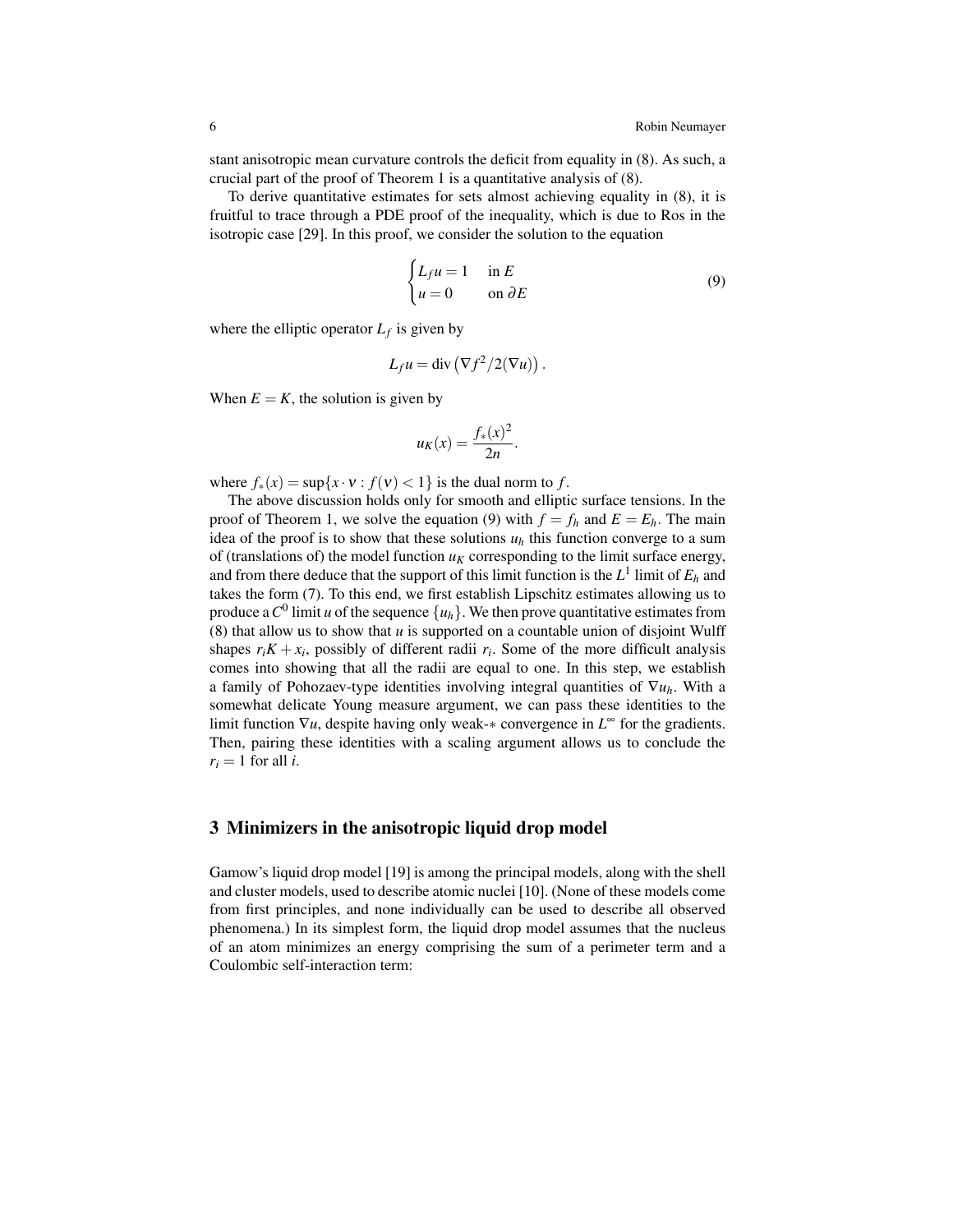stant anisotropic mean curvature controls the deficit from equality in (8). As such, a crucial part of the proof of Theorem 1 is a quantitative analysis of (8).

To derive quantitative estimates for sets almost achieving equality in (8), it is fruitful to trace through a PDE proof of the inequality, which is due to Ros in the isotropic case [29]. In this proof, we consider the solution to the equation

$$
\begin{cases} L_f u = 1 & \text{in } E \\ u = 0 & \text{on } \partial E \end{cases} \tag{9}
$$

where the elliptic operator $L_f$ is given by

$$
L_f u = \operatorname{div}\left(\nabla f^2/2(\nabla u)\right).
$$

When $E = K$, the solution is given by

$$
u_K(x) = \frac{f_*(x)^2}{2n}.
$$

where $f_*(x) = \sup\{x \cdot \nu : f(\nu) < 1\}$ is the dual norm to $f$.

The above discussion holds only for smooth and elliptic surface tensions. In the proof of Theorem 1, we solve the equation (9) with $f = f_h$ and $E = E_h$. The main idea of the proof is to show that these solutions $u_h$ this function converge to a sum of (translations of) the model function $u_K$ corresponding to the limit surface energy, and from there deduce that the support of this limit function is the $L^1$ limit of $E_h$ and takes the form (7). To this end, we first establish Lipschitz estimates allowing us to produce a $C^0$ limit $u$ of the sequence $\{u_h\}$. We then prove quantitative estimates from (8) that allow us to show that $u$ is supported on a countable union of disjoint Wulff shapes $r_iK + x_i$, possibly of different radii $r_i$. Some of the more difficult analysis comes into showing that all the radii are equal to one. In this step, we establish a family of Pohozaev-type identities involving integral quantities of $\nabla u_h$. With a somewhat delicate Young measure argument, we can pass these identities to the limit function $\nabla u$, despite having only weak-$*$ convergence in $L^\infty$ for the gradients. Then, pairing these identities with a scaling argument allows us to conclude the $r_i = 1$ for all $i$.

## 3 Minimizers in the anisotropic liquid drop model

Gamow's liquid drop model [19] is among the principal models, along with the shell and cluster models, used to describe atomic nuclei [10]. (None of these models come from first principles, and none individually can be used to describe all observed phenomena.) In its simplest form, the liquid drop model assumes that the nucleus of an atom minimizes an energy comprising the sum of a perimeter term and a Coulombic self-interaction term: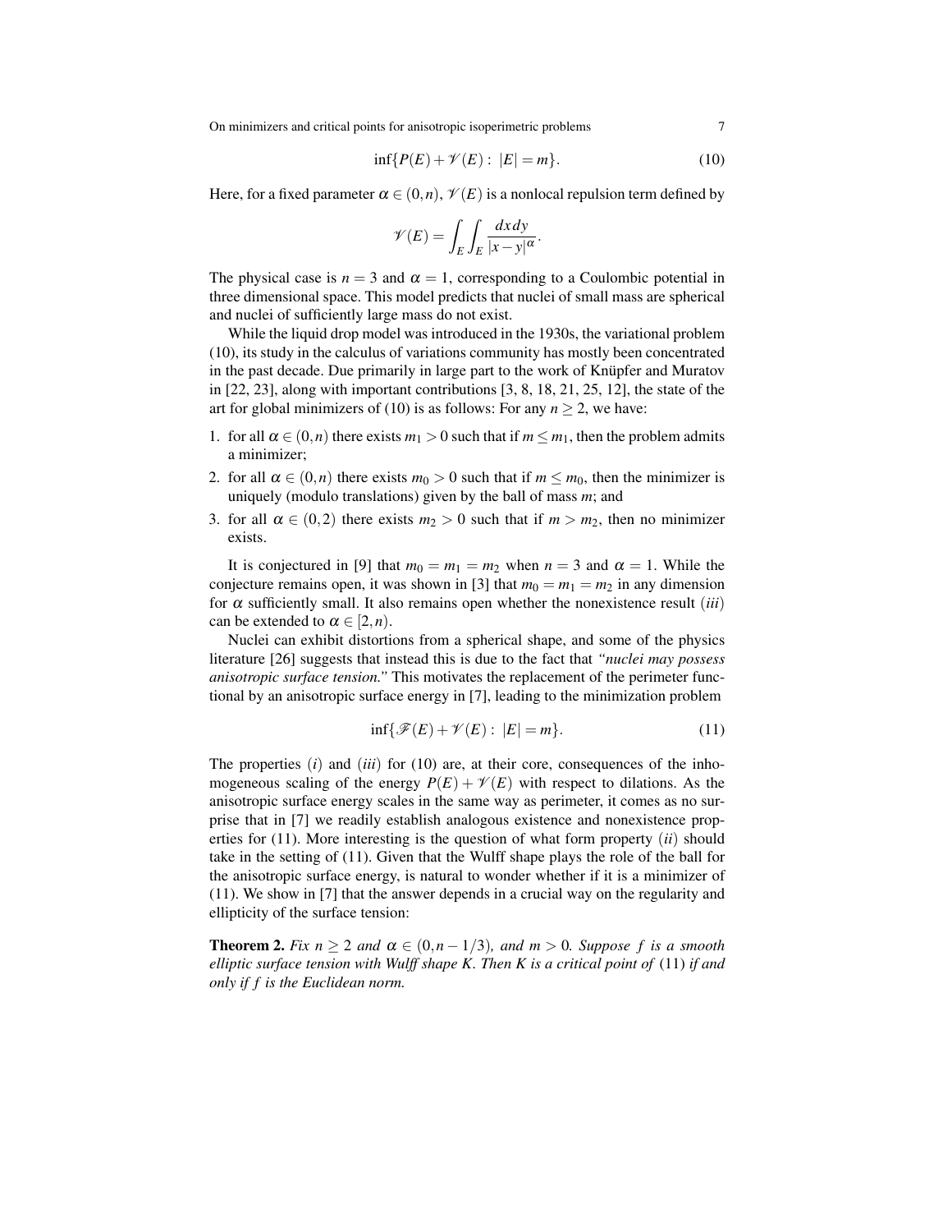$$\inf\{P(E)+\mathscr{V}(E):\ |E|=m\}. \tag{10}$$

Here, for a fixed parameter $\alpha \in (0,n)$, $\mathscr{V}(E)$ is a nonlocal repulsion term defined by

$$\mathscr{V}(E)=\int_E\int_E \frac{dx\,dy}{|x-y|^{\alpha}}.$$

The physical case is $n=3$ and $\alpha=1$, corresponding to a Coulombic potential in three dimensional space. This model predicts that nuclei of small mass are spherical and nuclei of sufficiently large mass do not exist.

While the liquid drop model was introduced in the 1930s, the variational problem (10), its study in the calculus of variations community has mostly been concentrated in the past decade. Due primarily in large part to the work of Knüpfer and Muratov in [22, 23], along with important contributions [3, 8, 18, 21, 25, 12], the state of the art for global minimizers of (10) is as follows: For any $n \geq 2$, we have:

1. for all $\alpha \in (0,n)$ there exists $m_1 > 0$ such that if $m \leq m_1$, then the problem admits a minimizer;
2. for all $\alpha \in (0,n)$ there exists $m_0 > 0$ such that if $m \leq m_0$, then the minimizer is uniquely (modulo translations) given by the ball of mass $m$; and
3. for all $\alpha \in (0,2)$ there exists $m_2 > 0$ such that if $m > m_2$, then no minimizer exists.

It is conjectured in [9] that $m_0 = m_1 = m_2$ when $n=3$ and $\alpha = 1$. While the conjecture remains open, it was shown in [3] that $m_0 = m_1 = m_2$ in any dimension for $\alpha$ sufficiently small. It also remains open whether the nonexistence result $(iii)$ can be extended to $\alpha \in [2,n)$.

Nuclei can exhibit distortions from a spherical shape, and some of the physics literature [26] suggests that instead this is due to the fact that *"nuclei may possess anisotropic surface tension."* This motivates the replacement of the perimeter functional by an anisotropic surface energy in [7], leading to the minimization problem

$$\inf\{\mathscr{F}(E)+\mathscr{V}(E):\ |E|=m\}. \tag{11}$$

The properties $(i)$ and $(iii)$ for (10) are, at their core, consequences of the inhomogeneous scaling of the energy $P(E)+\mathscr{V}(E)$ with respect to dilations. As the anisotropic surface energy scales in the same way as perimeter, it comes as no surprise that in [7] we readily establish analogous existence and nonexistence properties for (11). More interesting is the question of what form property $(ii)$ should take in the setting of (11). Given that the Wulff shape plays the role of the ball for the anisotropic surface energy, is natural to wonder whether if it is a minimizer of (11). We show in [7] that the answer depends in a crucial way on the regularity and ellipticity of the surface tension:

**Theorem 2.** *Fix $n \geq 2$ and $\alpha \in (0, n-1/3)$, and $m > 0$. Suppose $f$ is a smooth elliptic surface tension with Wulff shape $K$. Then $K$ is a critical point of* (11) *if and only if $f$ is the Euclidean norm.*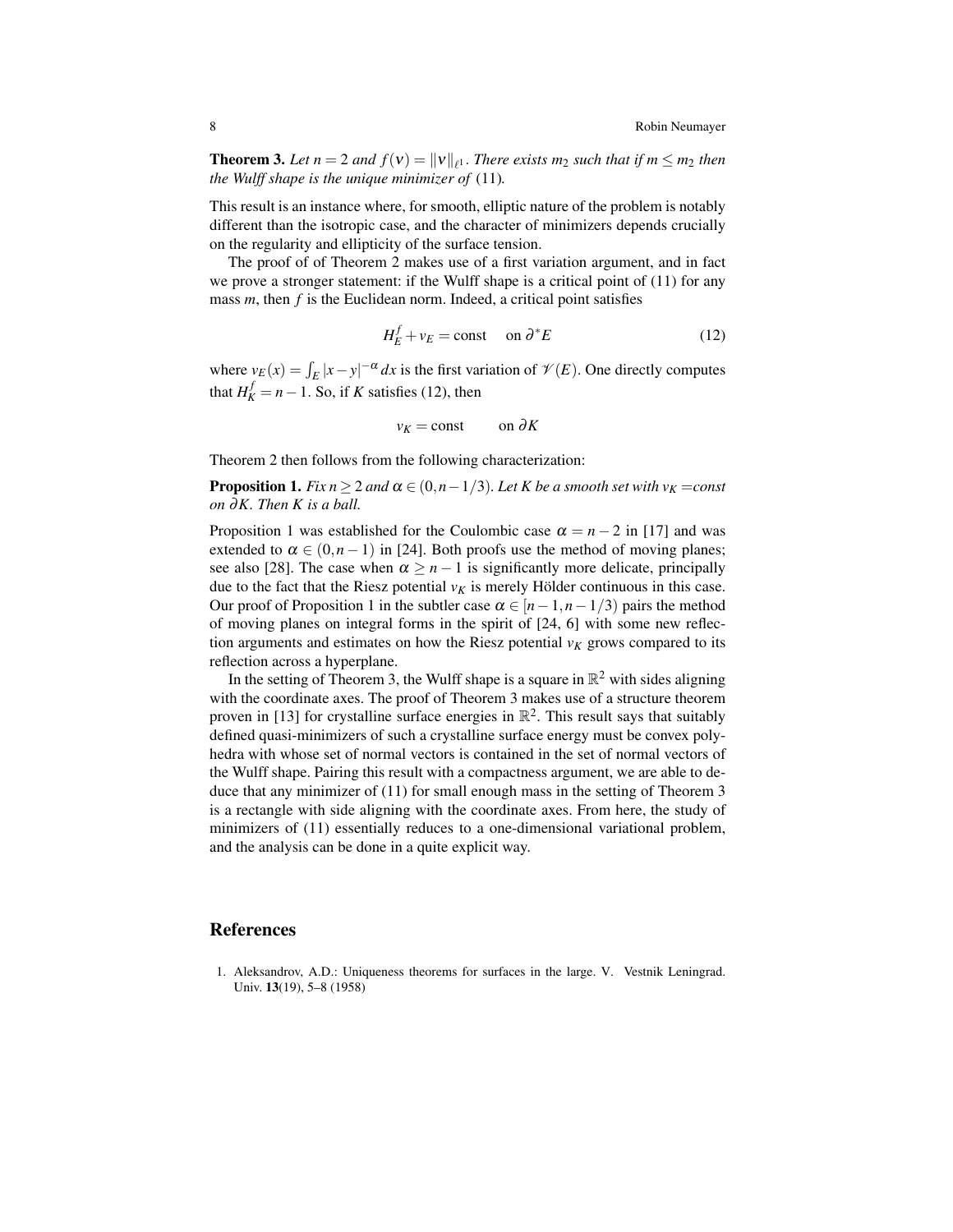**Theorem 3.** *Let $n = 2$ and $f(\nu) = \|\nu\|_{\ell^1}$. There exists $m_2$ such that if $m \leq m_2$ then the Wulff shape is the unique minimizer of* (11)*.*

This result is an instance where, for smooth, elliptic nature of the problem is notably different than the isotropic case, and the character of minimizers depends crucially on the regularity and ellipticity of the surface tension.

The proof of of Theorem 2 makes use of a first variation argument, and in fact we prove a stronger statement: if the Wulff shape is a critical point of (11) for any mass $m$, then $f$ is the Euclidean norm. Indeed, a critical point satisfies

$$H_E^f + v_E = \text{const} \quad \text{on } \partial^* E \tag{12}$$

where $v_E(x) = \int_E |x-y|^{-\alpha}\,dx$ is the first variation of $\mathscr{V}(E)$. One directly computes that $H_K^f = n-1$. So, if $K$ satisfies (12), then

$$v_K = \text{const} \qquad \text{on } \partial K$$

Theorem 2 then follows from the following characterization:

**Proposition 1.** *Fix $n \geq 2$ and $\alpha \in (0, n-1/3)$. Let $K$ be a smooth set with $v_K =$const on $\partial K$. Then $K$ is a ball.*

Proposition 1 was established for the Coulombic case $\alpha = n-2$ in [17] and was extended to $\alpha \in (0, n-1)$ in [24]. Both proofs use the method of moving planes; see also [28]. The case when $\alpha \geq n-1$ is significantly more delicate, principally due to the fact that the Riesz potential $v_K$ is merely Hölder continuous in this case. Our proof of Proposition 1 in the subtler case $\alpha \in [n-1, n-1/3)$ pairs the method of moving planes on integral forms in the spirit of [24, 6] with some new reflection arguments and estimates on how the Riesz potential $v_K$ grows compared to its reflection across a hyperplane.

In the setting of Theorem 3, the Wulff shape is a square in $\mathbb{R}^2$ with sides aligning with the coordinate axes. The proof of Theorem 3 makes use of a structure theorem proven in [13] for crystalline surface energies in $\mathbb{R}^2$. This result says that suitably defined quasi-minimizers of such a crystalline surface energy must be convex polyhedra with whose set of normal vectors is contained in the set of normal vectors of the Wulff shape. Pairing this result with a compactness argument, we are able to deduce that any minimizer of (11) for small enough mass in the setting of Theorem 3 is a rectangle with side aligning with the coordinate axes. From here, the study of minimizers of (11) essentially reduces to a one-dimensional variational problem, and the analysis can be done in a quite explicit way.

## References

1. Aleksandrov, A.D.: Uniqueness theorems for surfaces in the large. V. Vestnik Leningrad. Univ. **13**(19), 5–8 (1958)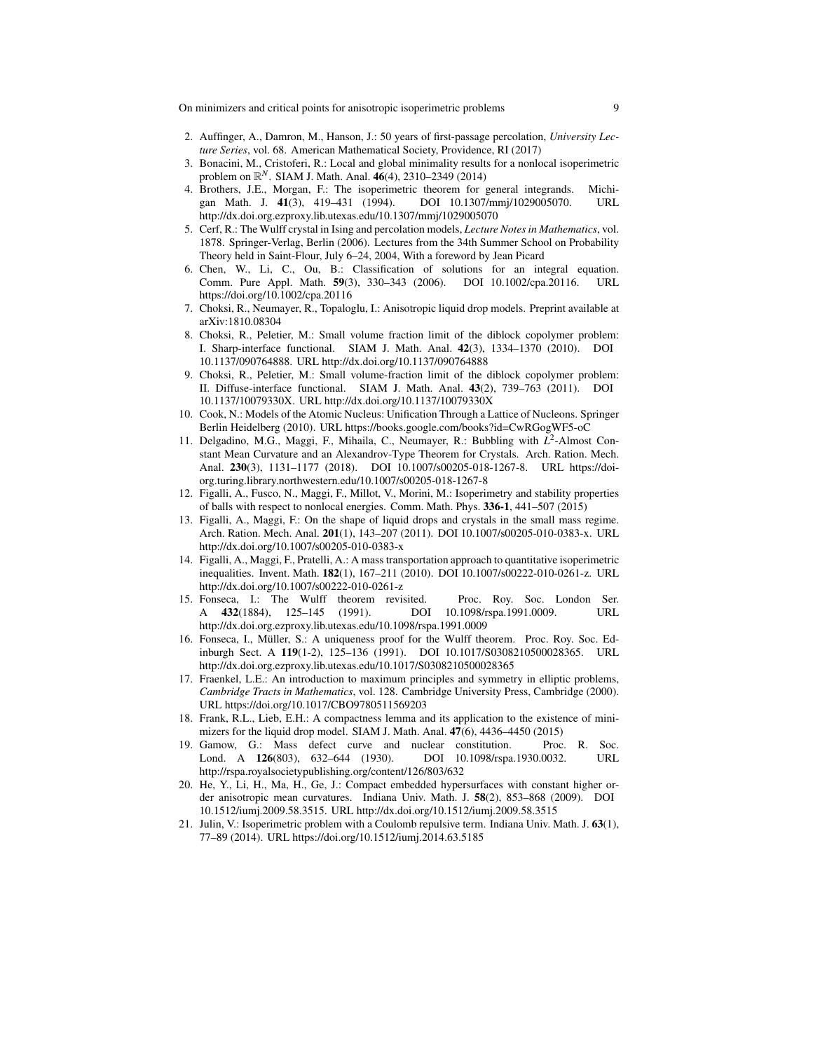2. Auffinger, A., Damron, M., Hanson, J.: 50 years of first-passage percolation, *University Lecture Series*, vol. 68. American Mathematical Society, Providence, RI (2017)
3. Bonacini, M., Cristoferi, R.: Local and global minimality results for a nonlocal isoperimetric problem on $\mathbb{R}^N$. SIAM J. Math. Anal. **46**(4), 2310–2349 (2014)
4. Brothers, J.E., Morgan, F.: The isoperimetric theorem for general integrands. Michigan Math. J. **41**(3), 419–431 (1994). DOI 10.1307/mmj/1029005070. URL http://dx.doi.org.ezproxy.lib.utexas.edu/10.1307/mmj/1029005070
5. Cerf, R.: The Wulff crystal in Ising and percolation models, *Lecture Notes in Mathematics*, vol. 1878. Springer-Verlag, Berlin (2006). Lectures from the 34th Summer School on Probability Theory held in Saint-Flour, July 6–24, 2004, With a foreword by Jean Picard
6. Chen, W., Li, C., Ou, B.: Classification of solutions for an integral equation. Comm. Pure Appl. Math. **59**(3), 330–343 (2006). DOI 10.1002/cpa.20116. URL https://doi.org/10.1002/cpa.20116
7. Choksi, R., Neumayer, R., Topaloglu, I.: Anisotropic liquid drop models. Preprint available at arXiv:1810.08304
8. Choksi, R., Peletier, M.: Small volume fraction limit of the diblock copolymer problem: I. Sharp-interface functional. SIAM J. Math. Anal. **42**(3), 1334–1370 (2010). DOI 10.1137/090764888. URL http://dx.doi.org/10.1137/090764888
9. Choksi, R., Peletier, M.: Small volume-fraction limit of the diblock copolymer problem: II. Diffuse-interface functional. SIAM J. Math. Anal. **43**(2), 739–763 (2011). DOI 10.1137/10079330X. URL http://dx.doi.org/10.1137/10079330X
10. Cook, N.: Models of the Atomic Nucleus: Unification Through a Lattice of Nucleons. Springer Berlin Heidelberg (2010). URL https://books.google.com/books?id=CwRGogWF5-oC
11. Delgadino, M.G., Maggi, F., Mihaila, C., Neumayer, R.: Bubbling with $L^2$-Almost Constant Mean Curvature and an Alexandrov-Type Theorem for Crystals. Arch. Ration. Mech. Anal. **230**(3), 1131–1177 (2018). DOI 10.1007/s00205-018-1267-8. URL https://doi-org.turing.library.northwestern.edu/10.1007/s00205-018-1267-8
12. Figalli, A., Fusco, N., Maggi, F., Millot, V., Morini, M.: Isoperimetry and stability properties of balls with respect to nonlocal energies. Comm. Math. Phys. **336-1**, 441–507 (2015)
13. Figalli, A., Maggi, F.: On the shape of liquid drops and crystals in the small mass regime. Arch. Ration. Mech. Anal. **201**(1), 143–207 (2011). DOI 10.1007/s00205-010-0383-x. URL http://dx.doi.org/10.1007/s00205-010-0383-x
14. Figalli, A., Maggi, F., Pratelli, A.: A mass transportation approach to quantitative isoperimetric inequalities. Invent. Math. **182**(1), 167–211 (2010). DOI 10.1007/s00222-010-0261-z. URL http://dx.doi.org/10.1007/s00222-010-0261-z
15. Fonseca, I.: The Wulff theorem revisited. Proc. Roy. Soc. London Ser. A **432**(1884), 125–145 (1991). DOI 10.1098/rspa.1991.0009. URL http://dx.doi.org.ezproxy.lib.utexas.edu/10.1098/rspa.1991.0009
16. Fonseca, I., Müller, S.: A uniqueness proof for the Wulff theorem. Proc. Roy. Soc. Edinburgh Sect. A **119**(1-2), 125–136 (1991). DOI 10.1017/S0308210500028365. URL http://dx.doi.org.ezproxy.lib.utexas.edu/10.1017/S0308210500028365
17. Fraenkel, L.E.: An introduction to maximum principles and symmetry in elliptic problems, *Cambridge Tracts in Mathematics*, vol. 128. Cambridge University Press, Cambridge (2000). URL https://doi.org/10.1017/CBO9780511569203
18. Frank, R.L., Lieb, E.H.: A compactness lemma and its application to the existence of minimizers for the liquid drop model. SIAM J. Math. Anal. **47**(6), 4436–4450 (2015)
19. Gamow, G.: Mass defect curve and nuclear constitution. Proc. R. Soc. Lond. A **126**(803), 632–644 (1930). DOI 10.1098/rspa.1930.0032. URL http://rspa.royalsocietypublishing.org/content/126/803/632
20. He, Y., Li, H., Ma, H., Ge, J.: Compact embedded hypersurfaces with constant higher order anisotropic mean curvatures. Indiana Univ. Math. J. **58**(2), 853–868 (2009). DOI 10.1512/iumj.2009.58.3515. URL http://dx.doi.org/10.1512/iumj.2009.58.3515
21. Julin, V.: Isoperimetric problem with a Coulomb repulsive term. Indiana Univ. Math. J. **63**(1), 77–89 (2014). URL https://doi.org/10.1512/iumj.2014.63.5185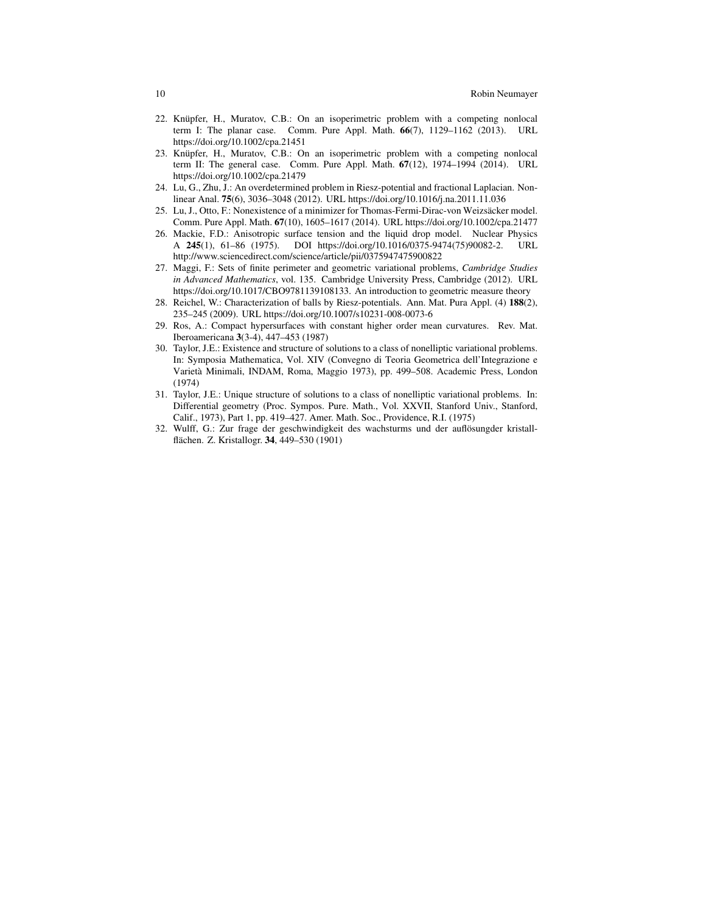22. Knüpfer, H., Muratov, C.B.: On an isoperimetric problem with a competing nonlocal term I: The planar case. Comm. Pure Appl. Math. **66**(7), 1129–1162 (2013). URL https://doi.org/10.1002/cpa.21451
23. Knüpfer, H., Muratov, C.B.: On an isoperimetric problem with a competing nonlocal term II: The general case. Comm. Pure Appl. Math. **67**(12), 1974–1994 (2014). URL https://doi.org/10.1002/cpa.21479
24. Lu, G., Zhu, J.: An overdetermined problem in Riesz-potential and fractional Laplacian. Nonlinear Anal. **75**(6), 3036–3048 (2012). URL https://doi.org/10.1016/j.na.2011.11.036
25. Lu, J., Otto, F.: Nonexistence of a minimizer for Thomas-Fermi-Dirac-von Weizsäcker model. Comm. Pure Appl. Math. **67**(10), 1605–1617 (2014). URL https://doi.org/10.1002/cpa.21477
26. Mackie, F.D.: Anisotropic surface tension and the liquid drop model. Nuclear Physics A **245**(1), 61–86 (1975). DOI https://doi.org/10.1016/0375-9474(75)90082-2. URL http://www.sciencedirect.com/science/article/pii/0375947475900822
27. Maggi, F.: Sets of finite perimeter and geometric variational problems, *Cambridge Studies in Advanced Mathematics*, vol. 135. Cambridge University Press, Cambridge (2012). URL https://doi.org/10.1017/CBO9781139108133. An introduction to geometric measure theory
28. Reichel, W.: Characterization of balls by Riesz-potentials. Ann. Mat. Pura Appl. (4) **188**(2), 235–245 (2009). URL https://doi.org/10.1007/s10231-008-0073-6
29. Ros, A.: Compact hypersurfaces with constant higher order mean curvatures. Rev. Mat. Iberoamericana **3**(3-4), 447–453 (1987)
30. Taylor, J.E.: Existence and structure of solutions to a class of nonelliptic variational problems. In: Symposia Mathematica, Vol. XIV (Convegno di Teoria Geometrica dell'Integrazione e Varietà Minimali, INDAM, Roma, Maggio 1973), pp. 499–508. Academic Press, London (1974)
31. Taylor, J.E.: Unique structure of solutions to a class of nonelliptic variational problems. In: Differential geometry (Proc. Sympos. Pure. Math., Vol. XXVII, Stanford Univ., Stanford, Calif., 1973), Part 1, pp. 419–427. Amer. Math. Soc., Providence, R.I. (1975)
32. Wulff, G.: Zur frage der geschwindigkeit des wachsturms und der auflösungder kristallflächen. Z. Kristallogr. **34**, 449–530 (1901)